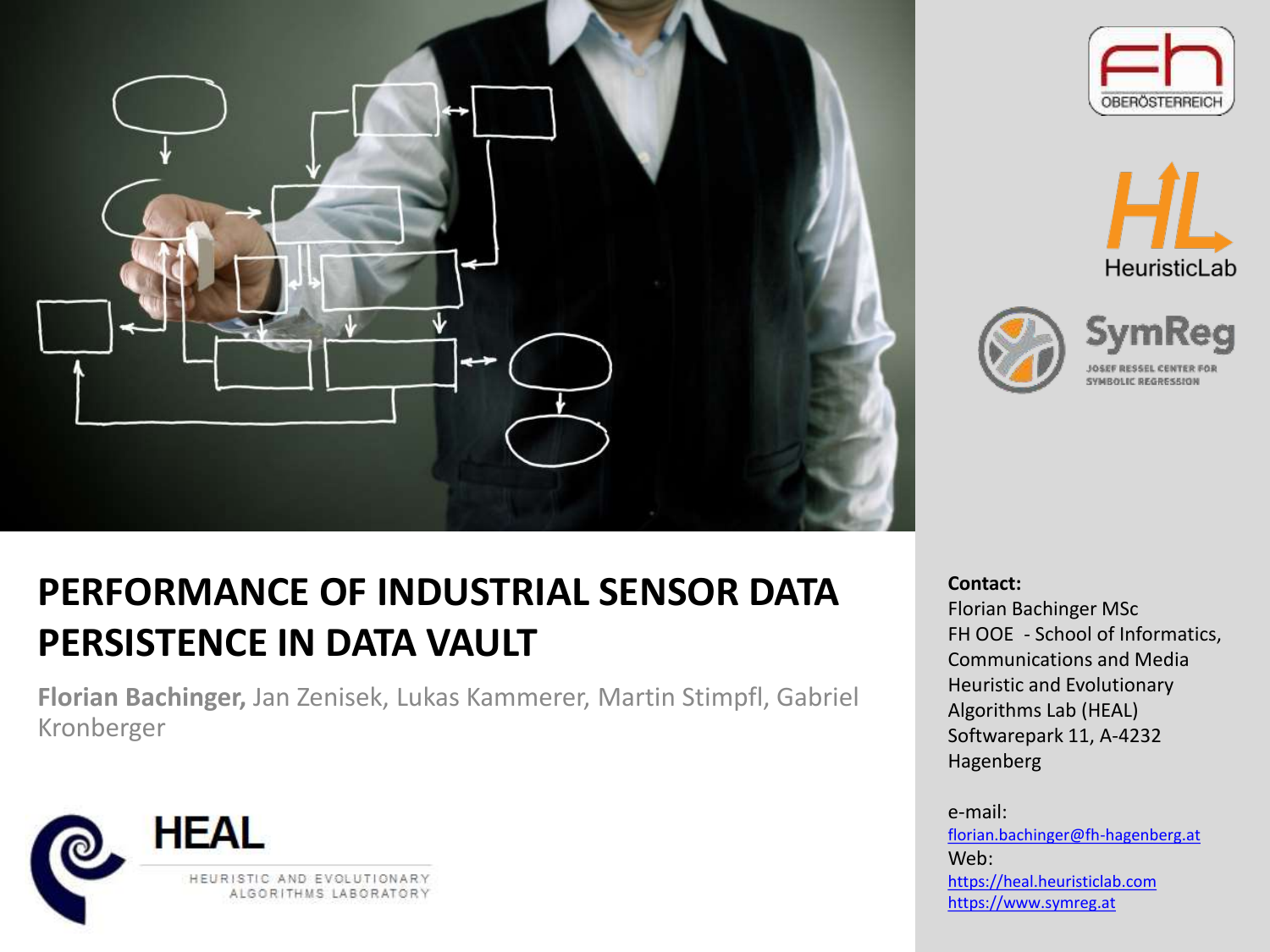# PERFORMANCE OF INDUSTRIAL SENSOR DATA PERSISTENCE IN DATA VAULT

**Florian Bachinger,** Jan Zenisek, Lukas Kammerer, Martin Stimpfl, Gabriel Kronberger

**Contact:**
Florian Bachinger MSc
FH OOE - School of Informatics, Communications and Media
Heuristic and Evolutionary Algorithms Lab (HEAL)
Softwarepark 11, A-4232 Hagenberg

e-mail:
florian.bachinger@fh-hagenberg.at
Web:
https://heal.heuristiclab.com
https://www.symreg.at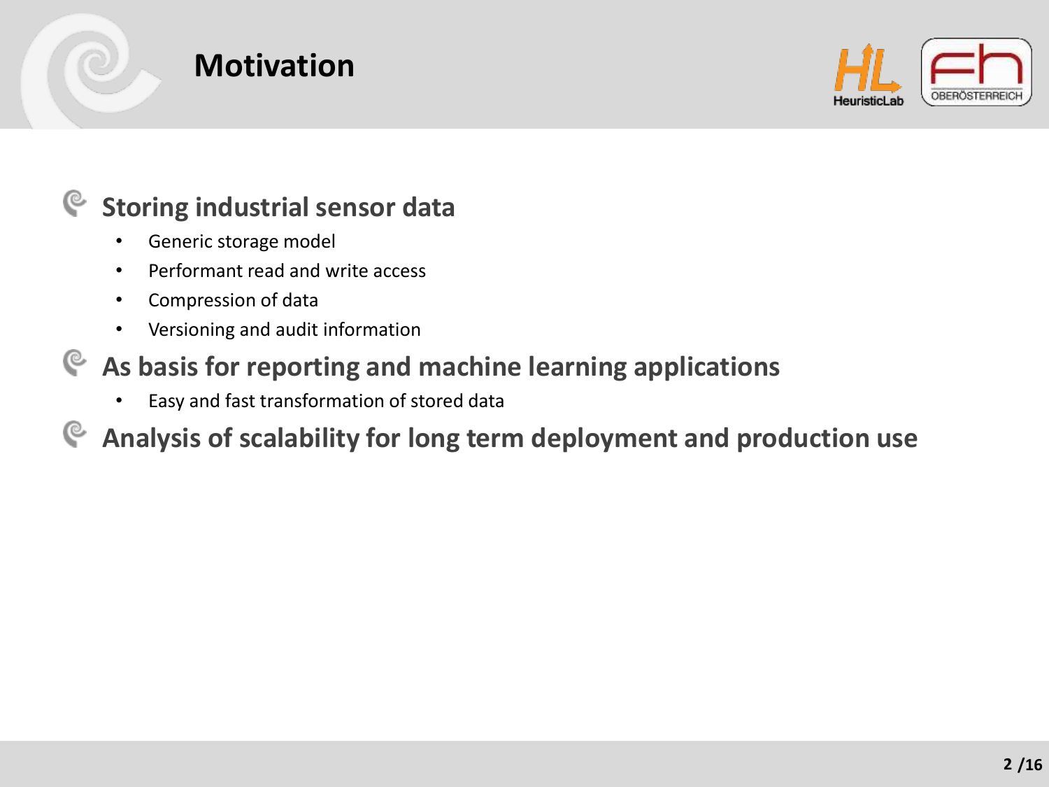# Motivation

## Storing industrial sensor data

- Generic storage model
- Performant read and write access
- Compression of data
- Versioning and audit information

## As basis for reporting and machine learning applications

- Easy and fast transformation of stored data

## Analysis of scalability for long term deployment and production use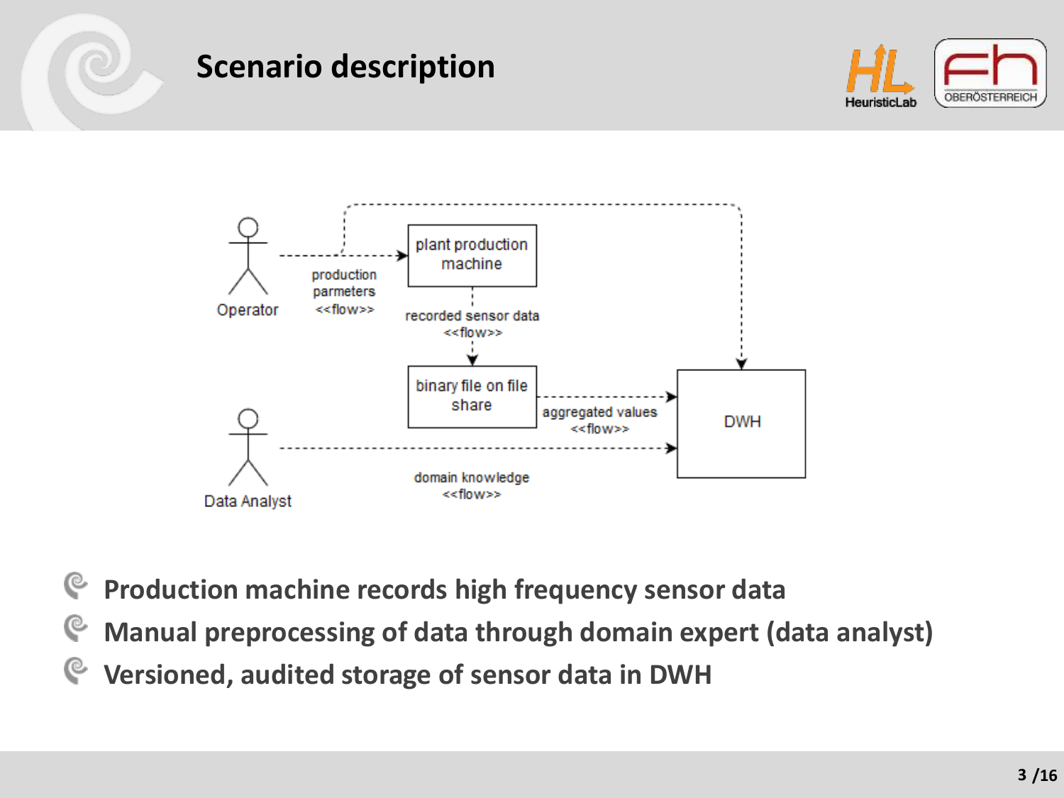# Scenario description

- Production machine records high frequency sensor data
- Manual preprocessing of data through domain expert (data analyst)
- Versioned, audited storage of sensor data in DWH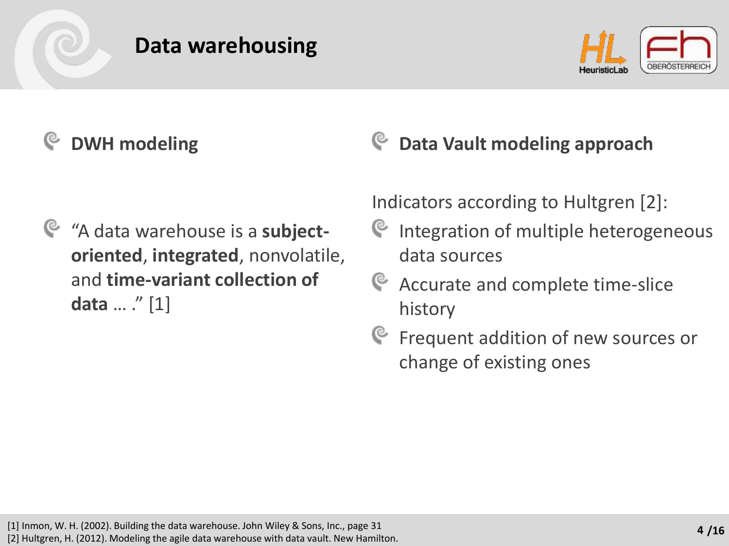# Data warehousing

- **DWH modeling**

- "A data warehouse is a **subject-oriented**, **integrated**, nonvolatile, and **time-variant collection of data** … ." [1]

- **Data Vault modeling approach**

Indicators according to Hultgren [2]:

- Integration of multiple heterogeneous data sources
- Accurate and complete time-slice history
- Frequent addition of new sources or change of existing ones

[1] Inmon, W. H. (2002). Building the data warehouse. John Wiley & Sons, Inc., page 31
[2] Hultgren, H. (2012). Modeling the agile data warehouse with data vault. New Hamilton.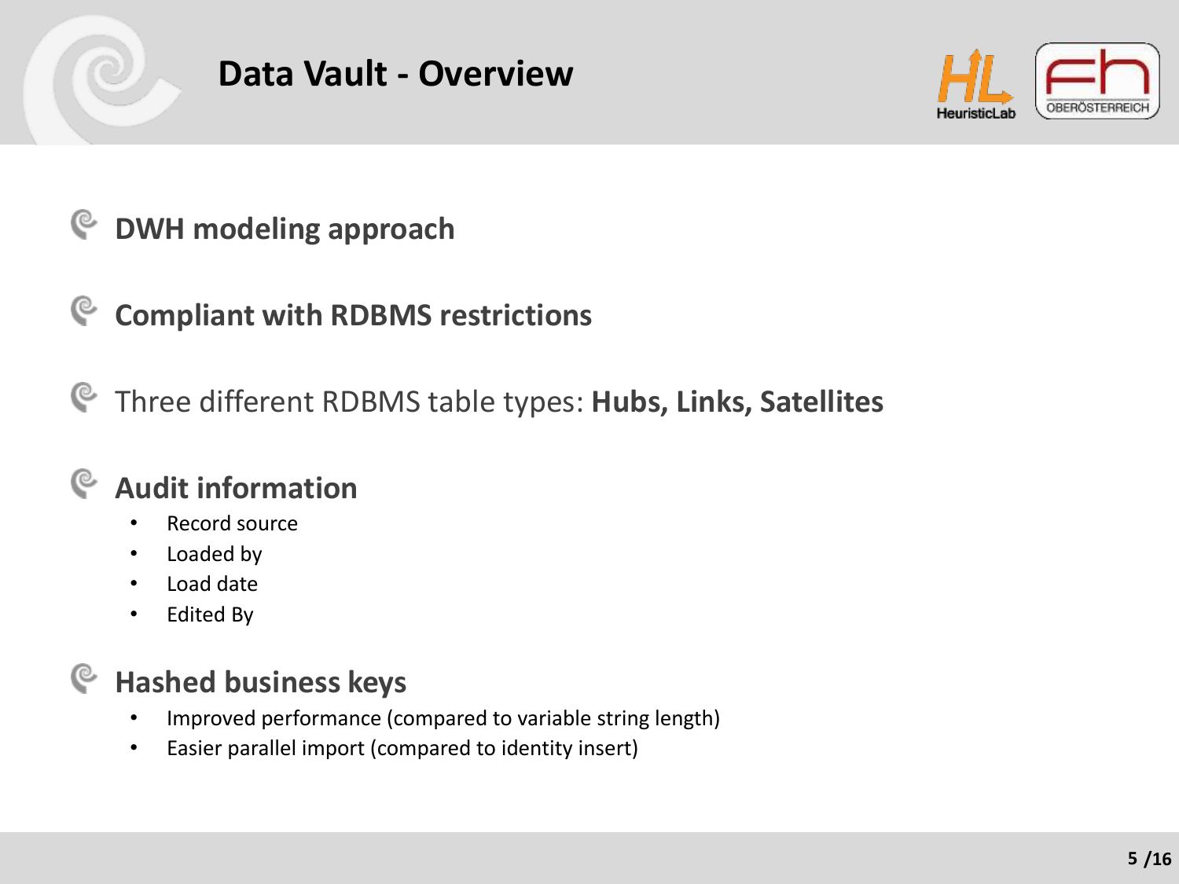# Data Vault - Overview

- **DWH modeling approach**
- **Compliant with RDBMS restrictions**
- Three different RDBMS table types: **Hubs, Links, Satellites**
- **Audit information**
  - Record source
  - Loaded by
  - Load date
  - Edited By
- **Hashed business keys**
  - Improved performance (compared to variable string length)
  - Easier parallel import (compared to identity insert)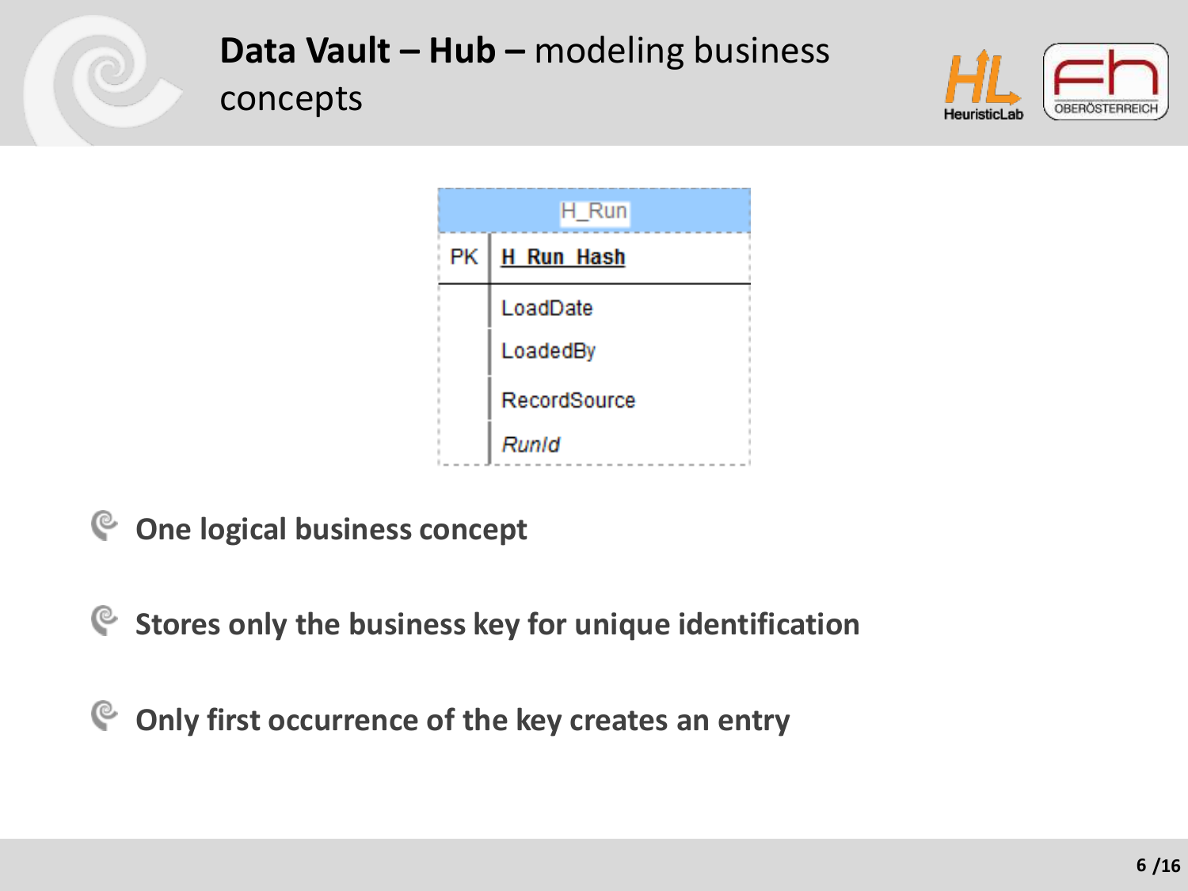# **Data Vault – Hub –** modeling business concepts

| H_Run | |
|---|---|
| PK | **H_Run_Hash** |
| | LoadDate |
| | LoadedBy |
| | RecordSource |
| | *RunId* |

- **One logical business concept**
- **Stores only the business key for unique identification**
- **Only first occurrence of the key creates an entry**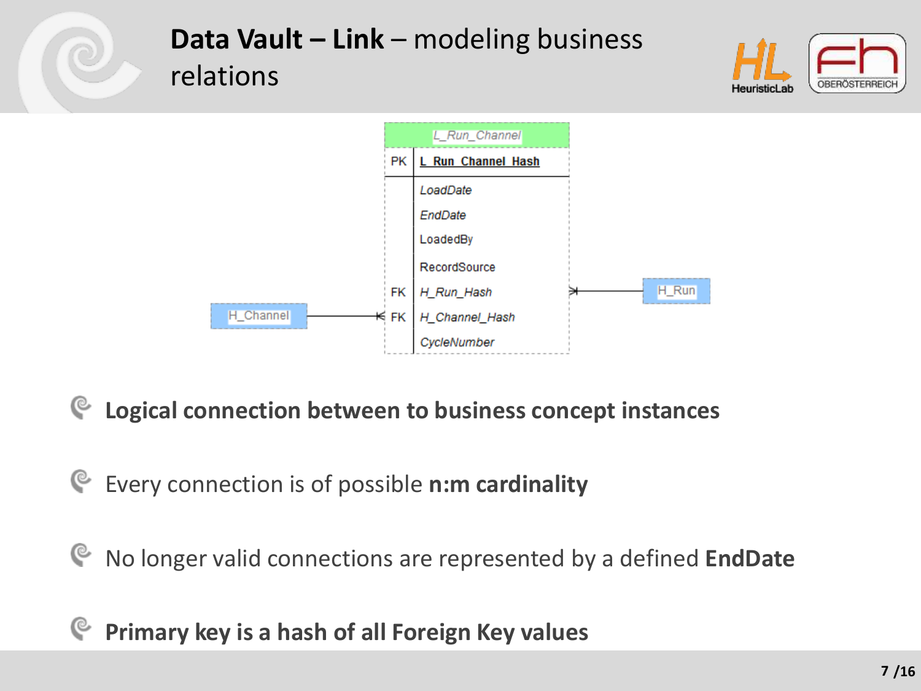# **Data Vault – Link** – modeling business relations

| | L_Run_Channel |
|---|---|
| PK | L_Run_Channel_Hash |
| | LoadDate |
| | EndDate |
| | LoadedBy |
| | RecordSource |
| FK | H_Run_Hash |
| FK | H_Channel_Hash |
| | CycleNumber |

H_Channel — L_Run_Channel — H_Run

- **Logical connection between to business concept instances**
- Every connection is of possible **n:m cardinality**
- No longer valid connections are represented by a defined **EndDate**
- **Primary key is a hash of all Foreign Key values**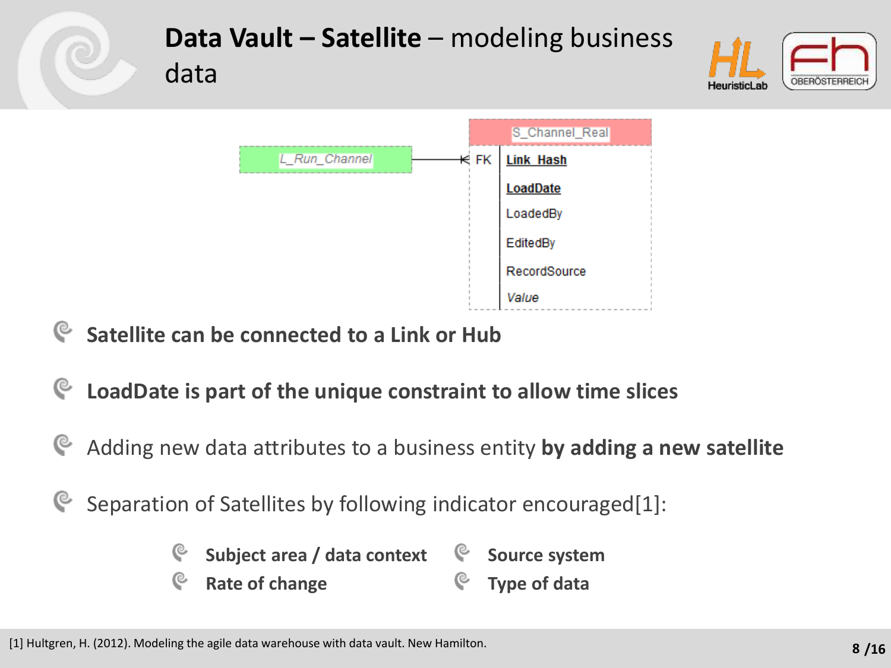# **Data Vault – Satellite** – modeling business data

| S_Channel_Real | |
|---|---|
| FK | **Link_Hash** |
| | **LoadDate** |
| | LoadedBy |
| | EditedBy |
| | RecordSource |
| | *Value* |

*L_Run_Channel*

- **Satellite can be connected to a Link or Hub**
- **LoadDate is part of the unique constraint to allow time slices**
- Adding new data attributes to a business entity **by adding a new satellite**
- Separation of Satellites by following indicator encouraged[1]:
  - **Subject area / data context**
  - **Rate of change**
  - **Source system**
  - **Type of data**

[1] Hultgren, H. (2012). Modeling the agile data warehouse with data vault. New Hamilton.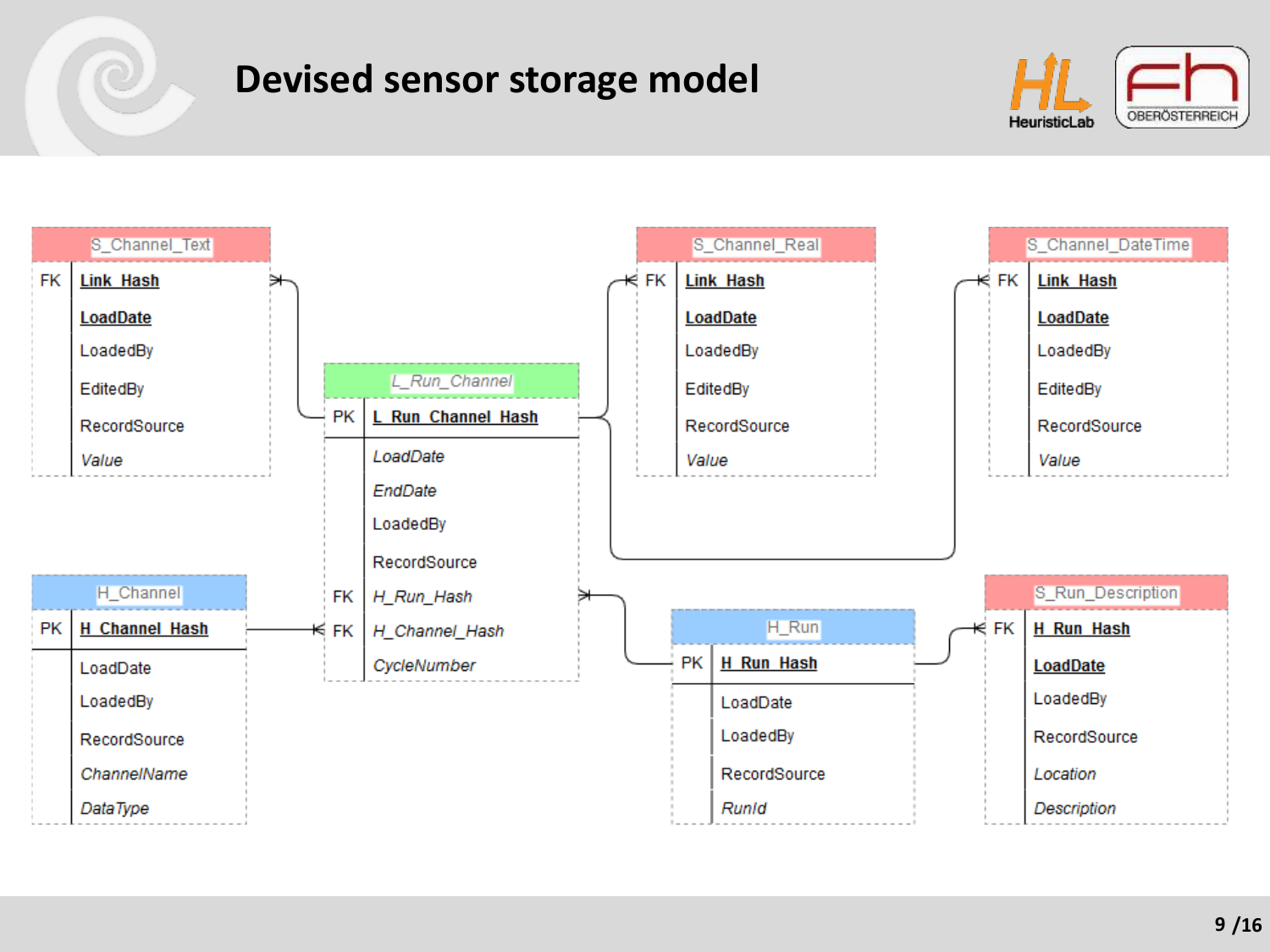# Devised sensor storage model

**S_Channel_Text**

| | |
|---|---|
| FK | **Link_Hash** |
| | **LoadDate** |
| | LoadedBy |
| | EditedBy |
| | RecordSource |
| | *Value* |

**S_Channel_Real**

| | |
|---|---|
| FK | **Link_Hash** |
| | **LoadDate** |
| | LoadedBy |
| | EditedBy |
| | RecordSource |
| | *Value* |

**S_Channel_DateTime**

| | |
|---|---|
| FK | **Link_Hash** |
| | **LoadDate** |
| | LoadedBy |
| | EditedBy |
| | RecordSource |
| | *Value* |

**L_Run_Channel**

| | |
|---|---|
| PK | **L_Run_Channel_Hash** |
| | *LoadDate* |
| | *EndDate* |
| | LoadedBy |
| | RecordSource |
| FK | *H_Run_Hash* |
| FK | *H_Channel_Hash* |
| | *CycleNumber* |

**H_Channel**

| | |
|---|---|
| PK | **H_Channel_Hash** |
| | LoadDate |
| | LoadedBy |
| | RecordSource |
| | *ChannelName* |
| | *DataType* |

**H_Run**

| | |
|---|---|
| PK | **H_Run_Hash** |
| | LoadDate |
| | LoadedBy |
| | RecordSource |
| | *RunId* |

**S_Run_Description**

| | |
|---|---|
| FK | **H_Run_Hash** |
| | **LoadDate** |
| | LoadedBy |
| | RecordSource |
| | *Location* |
| | *Description* |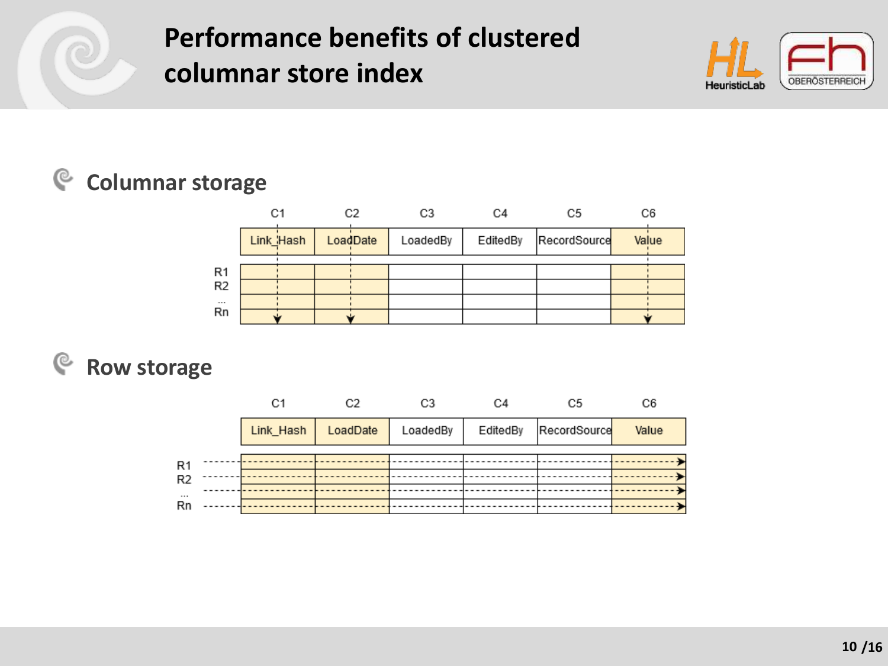# Performance benefits of clustered columnar store index

## Columnar storage

| | C1 | C2 | C3 | C4 | C5 | C6 |
|---|---|---|---|---|---|---|
| | Link_Hash | LoadDate | LoadedBy | EditedBy | RecordSource | Value |
| R1 | | | | | | |
| R2 | | | | | | |
| ... | | | | | | |
| Rn | | | | | | |

## Row storage

| | C1 | C2 | C3 | C4 | C5 | C6 |
|---|---|---|---|---|---|---|
| | Link_Hash | LoadDate | LoadedBy | EditedBy | RecordSource | Value |
| R1 | | | | | | |
| R2 | | | | | | |
| ... | | | | | | |
| Rn | | | | | | |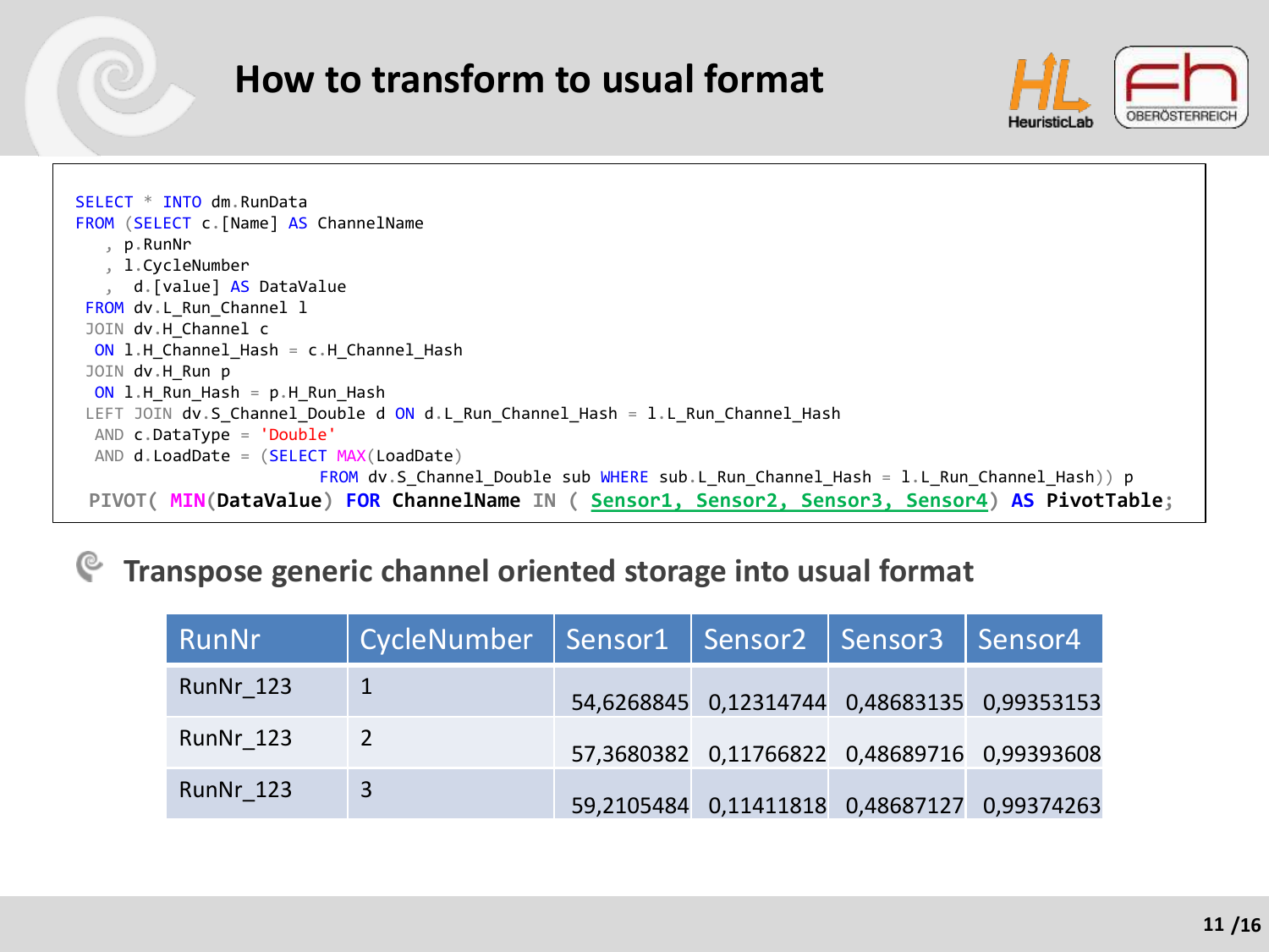# How to transform to usual format

```
SELECT * INTO dm.RunData
FROM (SELECT c.[Name] AS ChannelName
   , p.RunNr
   , l.CycleNumber
   ,  d.[value] AS DataValue
 FROM dv.L_Run_Channel l
 JOIN dv.H_Channel c
  ON l.H_Channel_Hash = c.H_Channel_Hash
 JOIN dv.H_Run p
  ON l.H_Run_Hash = p.H_Run_Hash
 LEFT JOIN dv.S_Channel_Double d ON d.L_Run_Channel_Hash = l.L_Run_Channel_Hash
  AND c.DataType = 'Double'
  AND d.LoadDate = (SELECT MAX(LoadDate)
                        FROM dv.S_Channel_Double sub WHERE sub.L_Run_Channel_Hash = l.L_Run_Channel_Hash)) p
 PIVOT( MIN(DataValue) FOR ChannelName IN ( Sensor1, Sensor2, Sensor3, Sensor4) AS PivotTable;
```

- **Transpose generic channel oriented storage into usual format**

| RunNr | CycleNumber | Sensor1 | Sensor2 | Sensor3 | Sensor4 |
|---|---|---|---|---|---|
| RunNr_123 | 1 | 54,6268845 | 0,12314744 | 0,48683135 | 0,99353153 |
| RunNr_123 | 2 | 57,3680382 | 0,11766822 | 0,48689716 | 0,99393608 |
| RunNr_123 | 3 | 59,2105484 | 0,11411818 | 0,48687127 | 0,99374263 |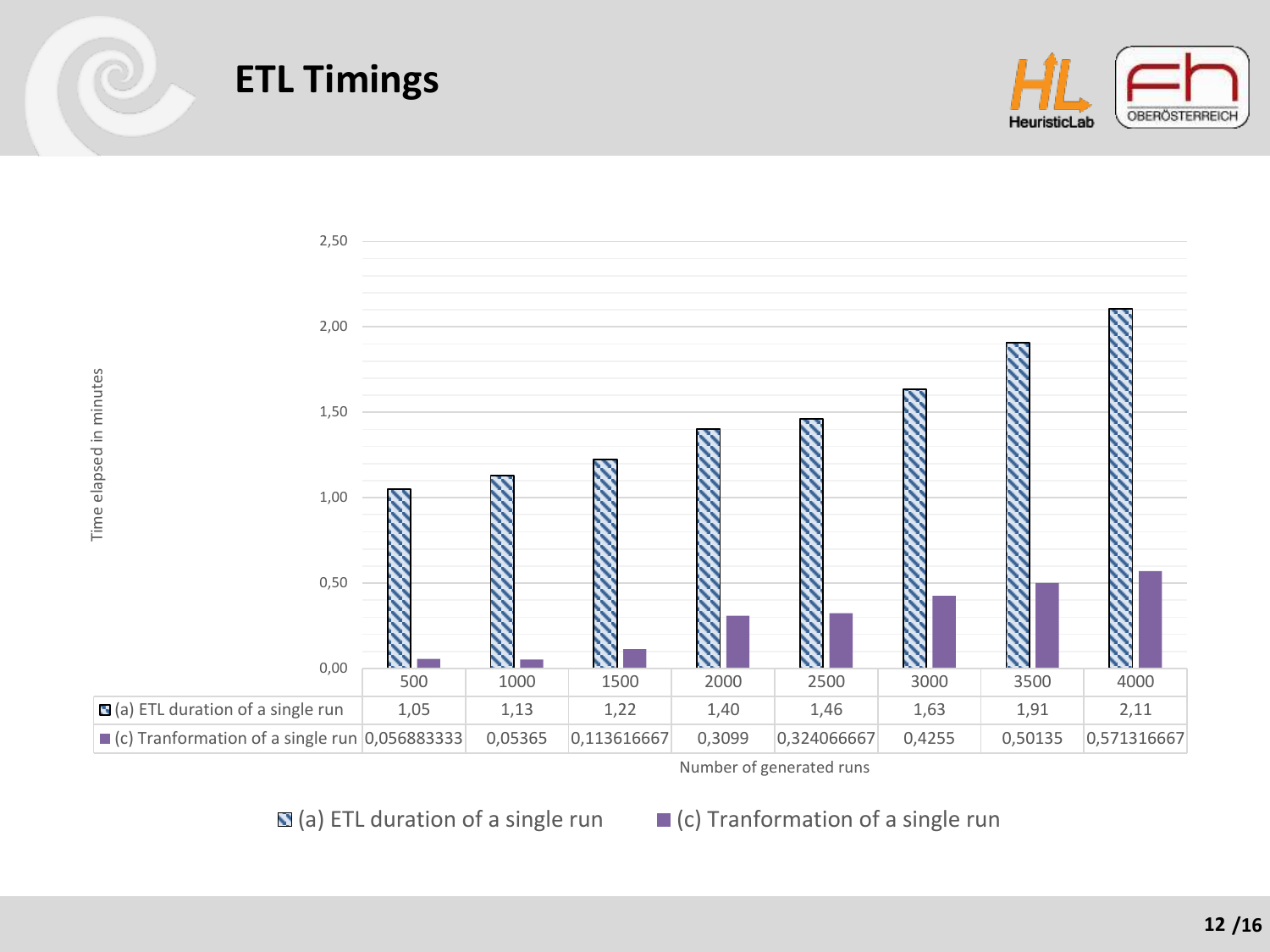# ETL Timings

Time elapsed in minutes

| | 500 | 1000 | 1500 | 2000 | 2500 | 3000 | 3500 | 4000 |
|---|---|---|---|---|---|---|---|---|
| (a) ETL duration of a single run | 1,05 | 1,13 | 1,22 | 1,40 | 1,46 | 1,63 | 1,91 | 2,11 |
| (c) Tranformation of a single run | 0,056883333 | 0,05365 | 0,113616667 | 0,3099 | 0,324066667 | 0,4255 | 0,50135 | 0,571316667 |

Number of generated runs

(a) ETL duration of a single run (c) Tranformation of a single run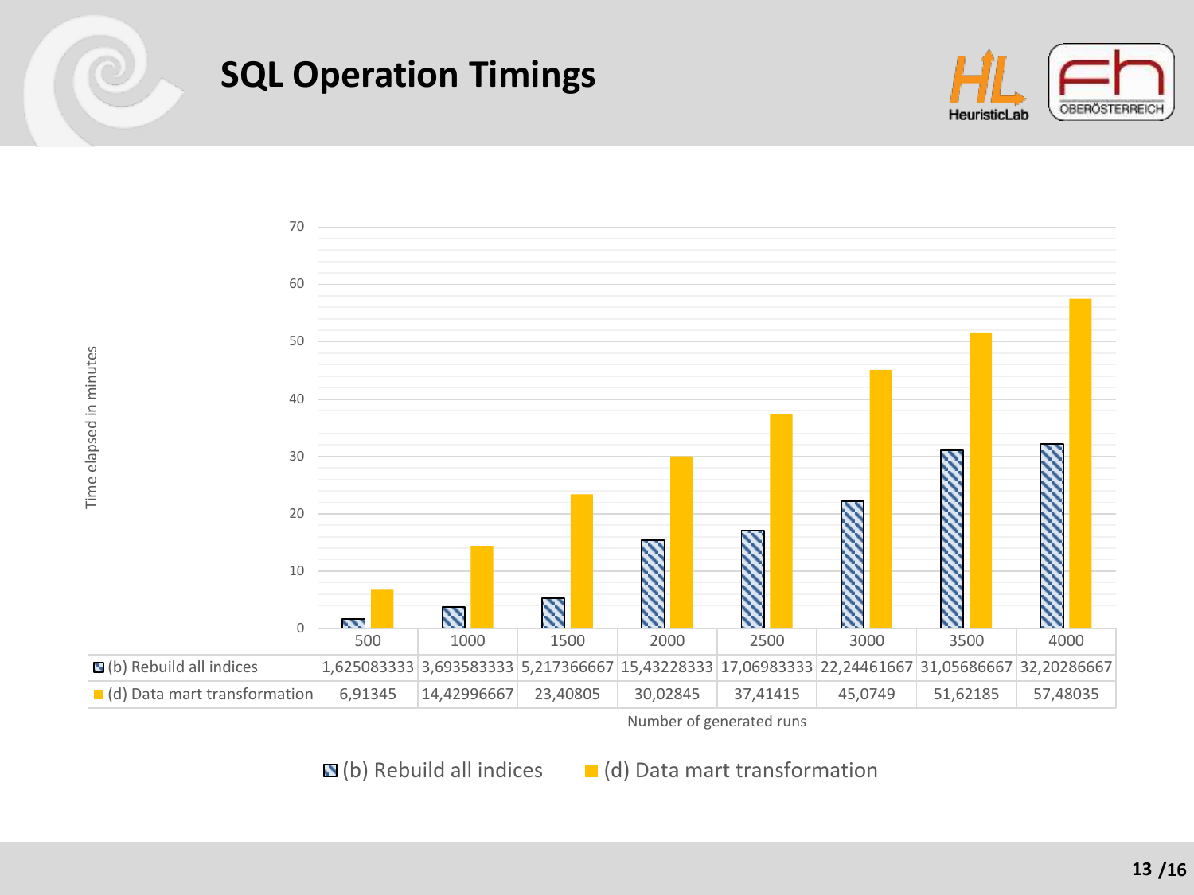# SQL Operation Timings

| Number of generated runs | 500 | 1000 | 1500 | 2000 | 2500 | 3000 | 3500 | 4000 |
|---|---|---|---|---|---|---|---|---|
| (b) Rebuild all indices | 1,625083333 | 3,693583333 | 5,217366667 | 15,43228333 | 17,06983333 | 22,24461667 | 31,05686667 | 32,20286667 |
| (d) Data mart transformation | 6,91345 | 14,42996667 | 23,40805 | 30,02845 | 37,41415 | 45,0749 | 51,62185 | 57,48035 |

Time elapsed in minutes

Number of generated runs

(b) Rebuild all indices   (d) Data mart transformation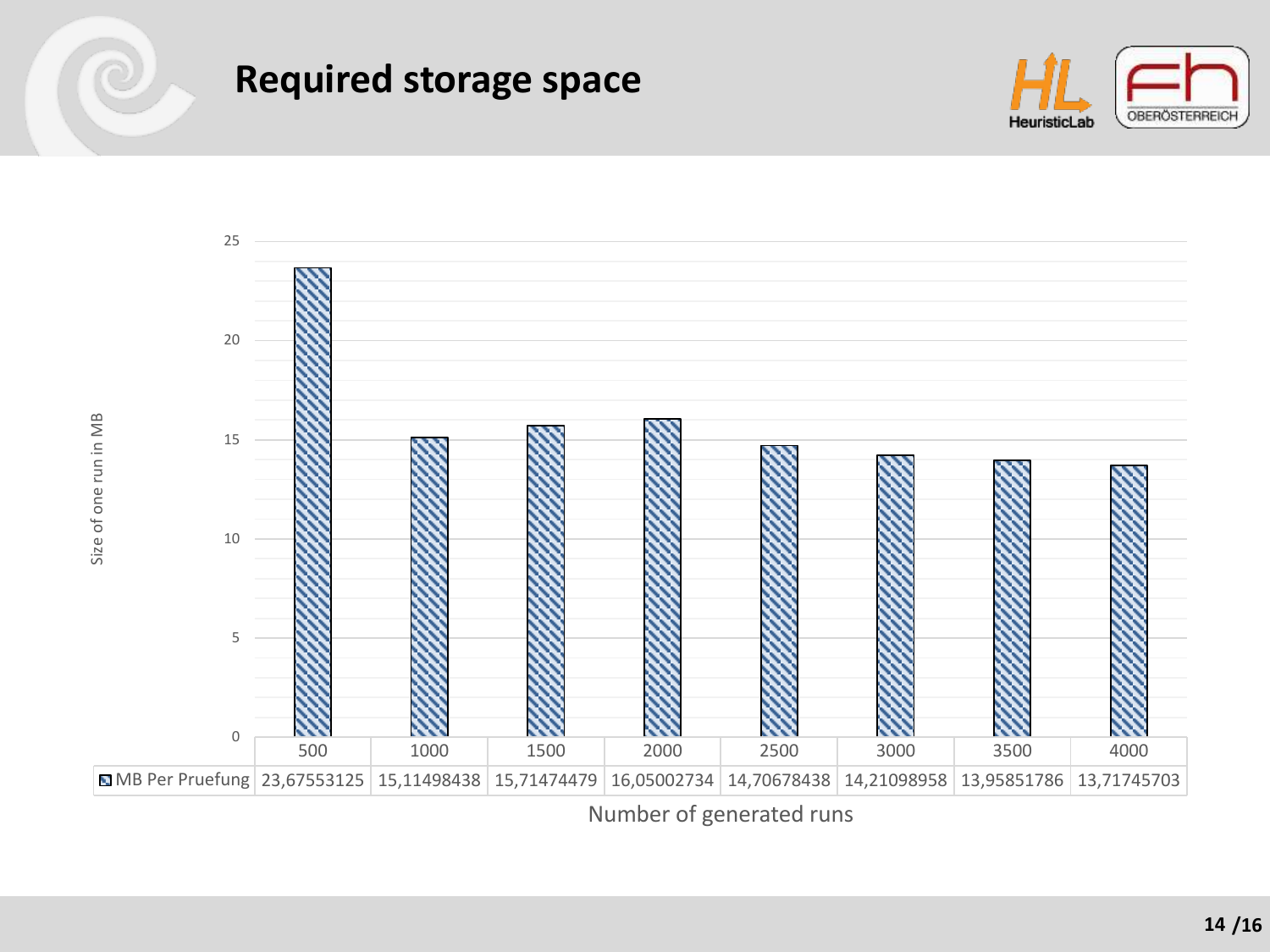# Required storage space

| Number of generated runs | 500 | 1000 | 1500 | 2000 | 2500 | 3000 | 3500 | 4000 |
|---|---|---|---|---|---|---|---|---|
| MB Per Pruefung | 23,67553125 | 15,11498438 | 15,71474479 | 16,05002734 | 14,70678438 | 14,21098958 | 13,95851786 | 13,71745703 |

Size of one run in MB

Number of generated runs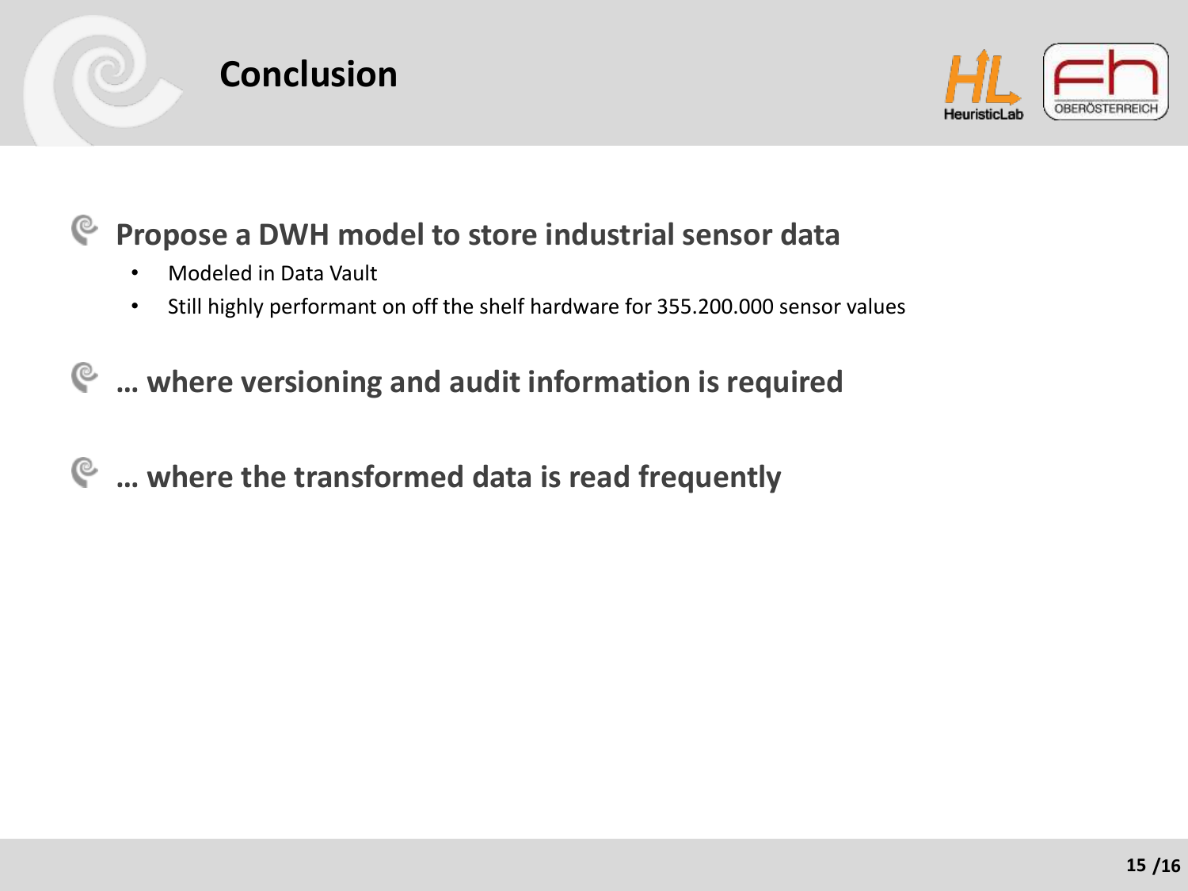# Conclusion

- **Propose a DWH model to store industrial sensor data**
  - Modeled in Data Vault
  - Still highly performant on off the shelf hardware for 355.200.000 sensor values

- **… where versioning and audit information is required**

- **… where the transformed data is read frequently**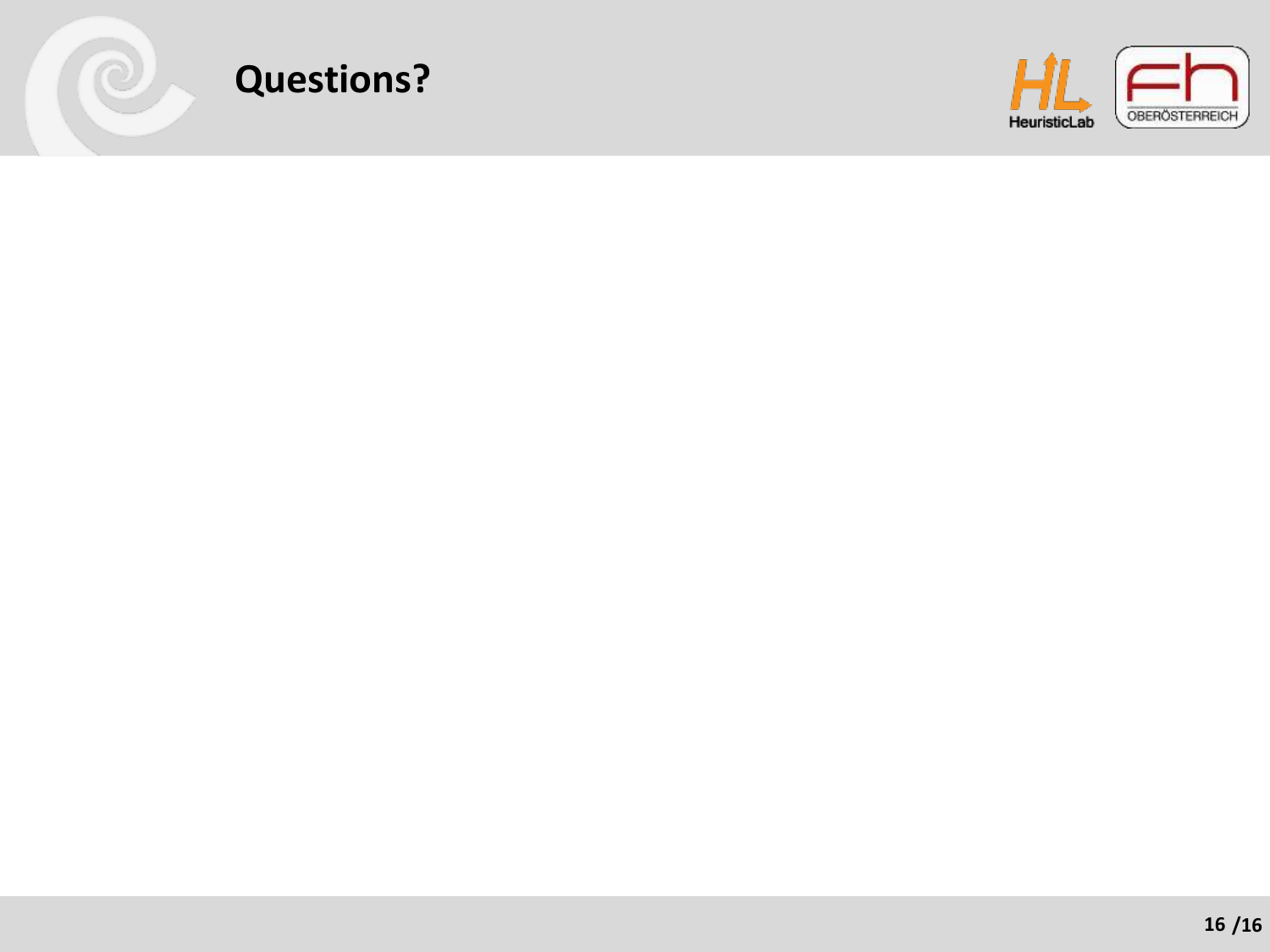# Questions?